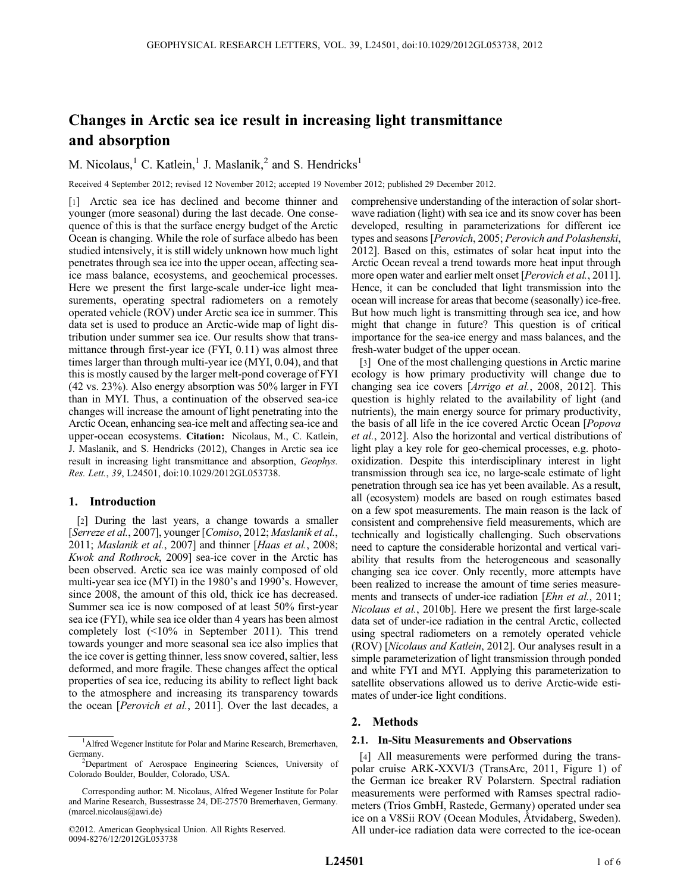# Changes in Arctic sea ice result in increasing light transmittance and absorption

M. Nicolaus,[1] C. Katlein,[1] J. Maslanik,[2] and S. Hendricks[1]

Received 4 September 2012; revised 12 November 2012; accepted 19 November 2012; published 29 December 2012.

[1] Arctic sea ice has declined and become thinner and younger (more seasonal) during the last decade. One consequence of this is that the surface energy budget of the Arctic Ocean is changing. While the role of surface albedo has been studied intensively, it is still widely unknown how much light penetrates through sea ice into the upper ocean, affecting sea-ice mass balance, ecosystems, and geochemical processes. Here we present the first large-scale under-ice light measurements, operating spectral radiometers on a remotely operated vehicle (ROV) under Arctic sea ice in summer. This data set is used to produce an Arctic-wide map of light distribution under summer sea ice. Our results show that transmittance through first-year ice (FYI, 0.11) was almost three times larger than through multi-year ice (MYI, 0.04), and that this is mostly caused by the larger melt-pond coverage of FYI (42 vs. 23%). Also energy absorption was 50% larger in FYI than in MYI. Thus, a continuation of the observed sea-ice changes will increase the amount of light penetrating into the Arctic Ocean, enhancing sea-ice melt and affecting sea-ice and upper-ocean ecosystems. **Citation:** Nicolaus, M., C. Katlein, J. Maslanik, and S. Hendricks (2012), Changes in Arctic sea ice result in increasing light transmittance and absorption, *Geophys. Res. Lett.*, *39*, L24501, doi:10.1029/2012GL053738.

## 1. Introduction

[2] During the last years, a change towards a smaller [*Serreze et al.*, 2007], younger [*Comiso*, 2012; *Maslanik et al.*, 2011; *Maslanik et al.*, 2007] and thinner [*Haas et al.*, 2008; *Kwok and Rothrock*, 2009] sea-ice cover in the Arctic has been observed. Arctic sea ice was mainly composed of old multi-year sea ice (MYI) in the 1980's and 1990's. However, since 2008, the amount of this old, thick ice has decreased. Summer sea ice is now composed of at least 50% first-year sea ice (FYI), while sea ice older than 4 years has been almost completely lost (<10% in September 2011). This trend towards younger and more seasonal sea ice also implies that the ice cover is getting thinner, less snow covered, saltier, less deformed, and more fragile. These changes affect the optical properties of sea ice, reducing its ability to reflect light back to the atmosphere and increasing its transparency towards the ocean [*Perovich et al.*, 2011]. Over the last decades, a comprehensive understanding of the interaction of solar shortwave radiation (light) with sea ice and its snow cover has been developed, resulting in parameterizations for different ice types and seasons [*Perovich*, 2005; *Perovich and Polashenski*, 2012]. Based on this, estimates of solar heat input into the Arctic Ocean reveal a trend towards more heat input through more open water and earlier melt onset [*Perovich et al.*, 2011]. Hence, it can be concluded that light transmission into the ocean will increase for areas that become (seasonally) ice-free. But how much light is transmitting through sea ice, and how might that change in future? This question is of critical importance for the sea-ice energy and mass balances, and the fresh-water budget of the upper ocean.

[3] One of the most challenging questions in Arctic marine ecology is how primary productivity will change due to changing sea ice covers [*Arrigo et al.*, 2008, 2012]. This question is highly related to the availability of light (and nutrients), the main energy source for primary productivity, the basis of all life in the ice covered Arctic Ocean [*Popova et al.*, 2012]. Also the horizontal and vertical distributions of light play a key role for geo-chemical processes, e.g. photo-oxidization. Despite this interdisciplinary interest in light transmission through sea ice, no large-scale estimate of light penetration through sea ice has yet been available. As a result, all (ecosystem) models are based on rough estimates based on a few spot measurements. The main reason is the lack of consistent and comprehensive field measurements, which are technically and logistically challenging. Such observations need to capture the considerable horizontal and vertical variability that results from the heterogeneous and seasonally changing sea ice cover. Only recently, more attempts have been realized to increase the amount of time series measurements and transects of under-ice radiation [*Ehn et al.*, 2011; *Nicolaus et al.*, 2010b]. Here we present the first large-scale data set of under-ice radiation in the central Arctic, collected using spectral radiometers on a remotely operated vehicle (ROV) [*Nicolaus and Katlein*, 2012]. Our analyses result in a simple parameterization of light transmission through ponded and white FYI and MYI. Applying this parameterization to satellite observations allowed us to derive Arctic-wide estimates of under-ice light conditions.

## 2. Methods

### 2.1. In-Situ Measurements and Observations

[4] All measurements were performed during the transpolar cruise ARK-XXVI/3 (TransArc, 2011, Figure 1) of the German ice breaker RV Polarstern. Spectral radiation measurements were performed with Ramses spectral radiometers (Trios GmbH, Rastede, Germany) operated under sea ice on a V8Sii ROV (Ocean Modules, Åtvidaberg, Sweden). All under-ice radiation data were corrected to the ice-ocean

---

[1]Alfred Wegener Institute for Polar and Marine Research, Bremerhaven, Germany.

[2]Department of Aerospace Engineering Sciences, University of Colorado Boulder, Boulder, Colorado, USA.

Corresponding author: M. Nicolaus, Alfred Wegener Institute for Polar and Marine Research, Bussestrasse 24, DE-27570 Bremerhaven, Germany. (marcel.nicolaus@awi.de)

©2012. American Geophysical Union. All Rights Reserved.
0094-8276/12/2012GL053738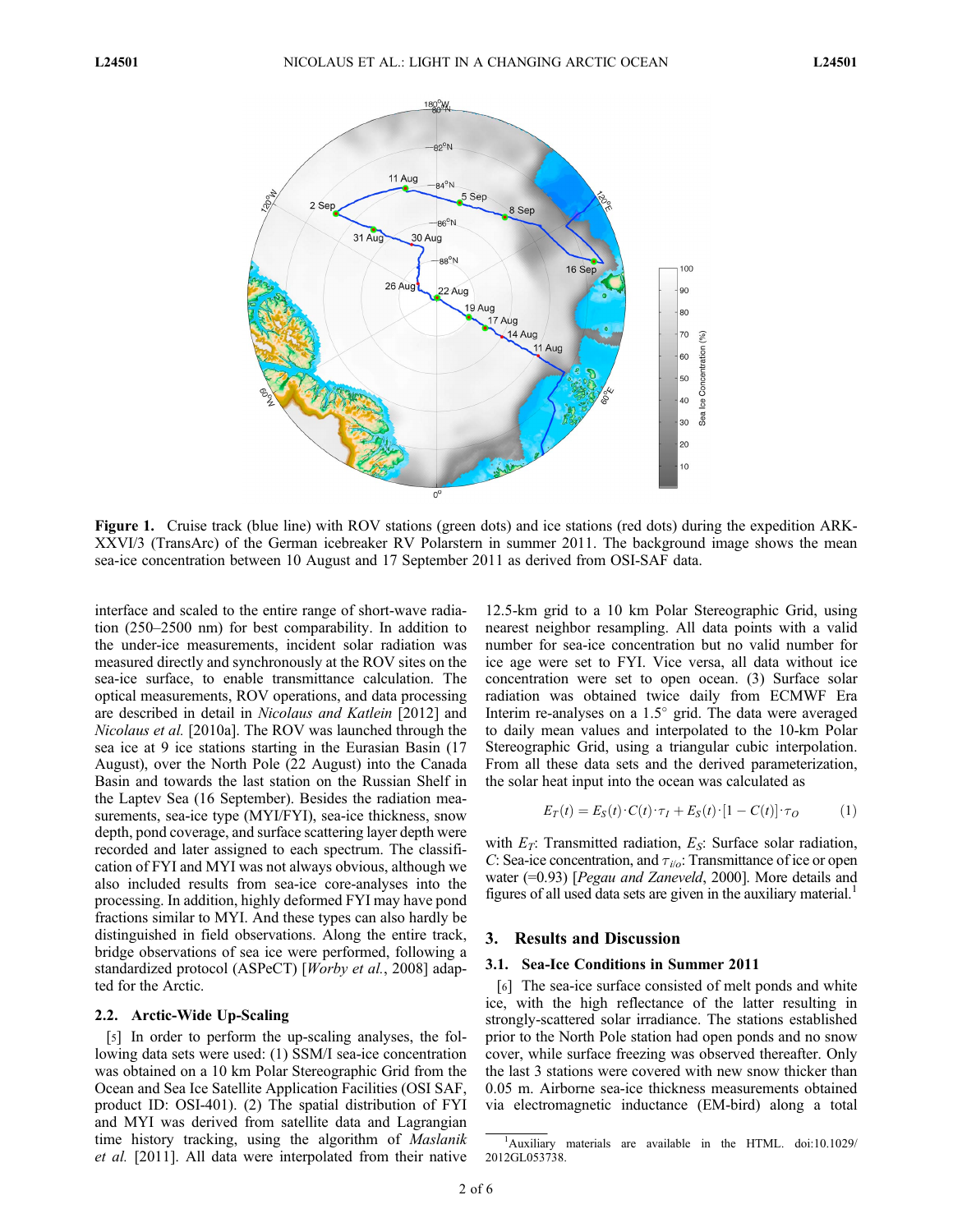**Figure 1.** Cruise track (blue line) with ROV stations (green dots) and ice stations (red dots) during the expedition ARK-XXVI/3 (TransArc) of the German icebreaker RV Polarstern in summer 2011. The background image shows the mean sea-ice concentration between 10 August and 17 September 2011 as derived from OSI-SAF data.

interface and scaled to the entire range of short-wave radiation (250–2500 nm) for best comparability. In addition to the under-ice measurements, incident solar radiation was measured directly and synchronously at the ROV sites on the sea-ice surface, to enable transmittance calculation. The optical measurements, ROV operations, and data processing are described in detail in *Nicolaus and Katlein* [2012] and *Nicolaus et al.* [2010a]. The ROV was launched through the sea ice at 9 ice stations starting in the Eurasian Basin (17 August), over the North Pole (22 August) into the Canada Basin and towards the last station on the Russian Shelf in the Laptev Sea (16 September). Besides the radiation measurements, sea-ice type (MYI/FYI), sea-ice thickness, snow depth, pond coverage, and surface scattering layer depth were recorded and later assigned to each spectrum. The classification of FYI and MYI was not always obvious, although we also included results from sea-ice core-analyses into the processing. In addition, highly deformed FYI may have pond fractions similar to MYI. And these types can also hardly be distinguished in field observations. Along the entire track, bridge observations of sea ice were performed, following a standardized protocol (ASPeCT) [*Worby et al.*, 2008] adapted for the Arctic.

## 2.2. Arctic-Wide Up-Scaling

[5] In order to perform the up-scaling analyses, the following data sets were used: (1) SSM/I sea-ice concentration was obtained on a 10 km Polar Stereographic Grid from the Ocean and Sea Ice Satellite Application Facilities (OSI SAF, product ID: OSI-401). (2) The spatial distribution of FYI and MYI was derived from satellite data and Lagrangian time history tracking, using the algorithm of *Maslanik et al.* [2011]. All data were interpolated from their native 12.5-km grid to a 10 km Polar Stereographic Grid, using nearest neighbor resampling. All data points with a valid number for sea-ice concentration but no valid number for ice age were set to FYI. Vice versa, all data without ice concentration were set to open ocean. (3) Surface solar radiation was obtained twice daily from ECMWF Era Interim re-analyses on a 1.5° grid. The data were averaged to daily mean values and interpolated to the 10-km Polar Stereographic Grid, using a triangular cubic interpolation. From all these data sets and the derived parameterization, the solar heat input into the ocean was calculated as

$$E_T(t) = E_S(t) \cdot C(t) \cdot \tau_I + E_S(t) \cdot [1 - C(t)] \cdot \tau_O \qquad (1)$$

with $E_T$: Transmitted radiation, $E_S$: Surface solar radiation, $C$: Sea-ice concentration, and $\tau_{I/O}$: Transmittance of ice or open water (=0.93) [*Pegau and Zaneveld*, 2000]. More details and figures of all used data sets are given in the auxiliary material.[1]

# 3. Results and Discussion

## 3.1. Sea-Ice Conditions in Summer 2011

[6] The sea-ice surface consisted of melt ponds and white ice, with the high reflectance of the latter resulting in strongly-scattered solar irradiance. The stations established prior to the North Pole station had open ponds and no snow cover, while surface freezing was observed thereafter. Only the last 3 stations were covered with new snow thicker than 0.05 m. Airborne sea-ice thickness measurements obtained via electromagnetic inductance (EM-bird) along a total

[1] Auxiliary materials are available in the HTML. doi:10.1029/2012GL053738.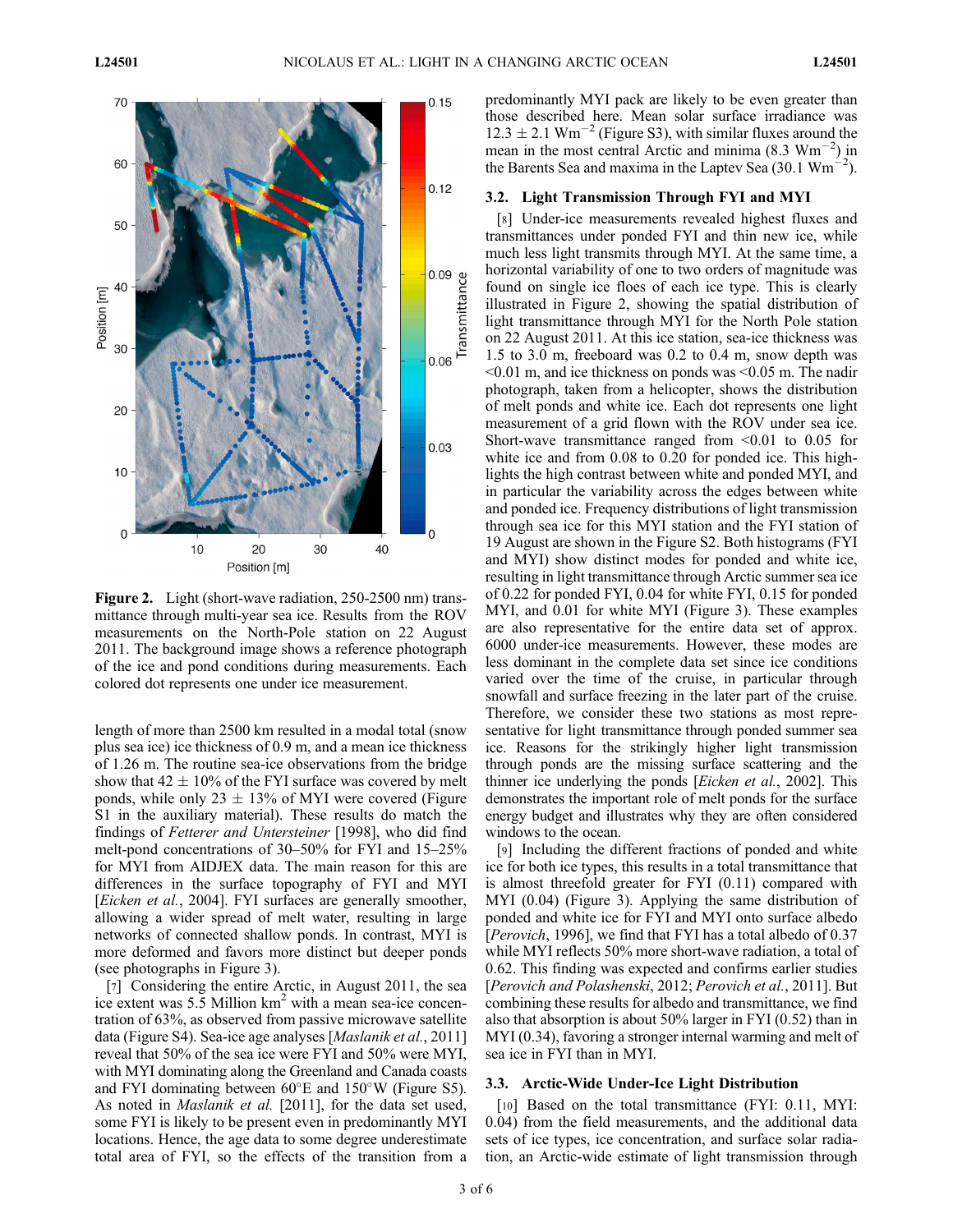**Figure 2.** Light (short-wave radiation, 250-2500 nm) transmittance through multi-year sea ice. Results from the ROV measurements on the North-Pole station on 22 August 2011. The background image shows a reference photograph of the ice and pond conditions during measurements. Each colored dot represents one under ice measurement.

length of more than 2500 km resulted in a modal total (snow plus sea ice) ice thickness of 0.9 m, and a mean ice thickness of 1.26 m. The routine sea-ice observations from the bridge show that 42 ± 10% of the FYI surface was covered by melt ponds, while only 23 ± 13% of MYI were covered (Figure S1 in the auxiliary material). These results do match the findings of *Fetterer and Untersteiner* [1998], who did find melt-pond concentrations of 30–50% for FYI and 15–25% for MYI from AIDJEX data. The main reason for this are differences in the surface topography of FYI and MYI [*Eicken et al.*, 2004]. FYI surfaces are generally smoother, allowing a wider spread of melt water, resulting in large networks of connected shallow ponds. In contrast, MYI is more deformed and favors more distinct but deeper ponds (see photographs in Figure 3).

[7] Considering the entire Arctic, in August 2011, the sea ice extent was 5.5 Million km$^2$ with a mean sea-ice concentration of 63%, as observed from passive microwave satellite data (Figure S4). Sea-ice age analyses [*Maslanik et al.*, 2011] reveal that 50% of the sea ice were FYI and 50% were MYI, with MYI dominating along the Greenland and Canada coasts and FYI dominating between 60°E and 150°W (Figure S5). As noted in *Maslanik et al.* [2011], for the data set used, some FYI is likely to be present even in predominantly MYI locations. Hence, the age data to some degree underestimate total area of FYI, so the effects of the transition from a predominantly MYI pack are likely to be even greater than those described here. Mean solar surface irradiance was 12.3 ± 2.1 Wm$^{-2}$ (Figure S3), with similar fluxes around the mean in the most central Arctic and minima (8.3 Wm$^{-2}$) in the Barents Sea and maxima in the Laptev Sea (30.1 Wm$^{-2}$).

### 3.2. Light Transmission Through FYI and MYI

[8] Under-ice measurements revealed highest fluxes and transmittances under ponded FYI and thin new ice, while much less light transmits through MYI. At the same time, a horizontal variability of one to two orders of magnitude was found on single ice floes of each ice type. This is clearly illustrated in Figure 2, showing the spatial distribution of light transmittance through MYI for the North Pole station on 22 August 2011. At this ice station, sea-ice thickness was 1.5 to 3.0 m, freeboard was 0.2 to 0.4 m, snow depth was <0.01 m, and ice thickness on ponds was <0.05 m. The nadir photograph, taken from a helicopter, shows the distribution of melt ponds and white ice. Each dot represents one light measurement of a grid flown with the ROV under sea ice. Short-wave transmittance ranged from <0.01 to 0.05 for white ice and from 0.08 to 0.20 for ponded ice. This highlights the high contrast between white and ponded MYI, and in particular the variability across the edges between white and ponded ice. Frequency distributions of light transmission through sea ice for this MYI station and the FYI station of 19 August are shown in the Figure S2. Both histograms (FYI and MYI) show distinct modes for ponded and white ice, resulting in light transmittance through Arctic summer sea ice of 0.22 for ponded FYI, 0.04 for white FYI, 0.15 for ponded MYI, and 0.01 for white MYI (Figure 3). These examples are also representative for the entire data set of approx. 6000 under-ice measurements. However, these modes are less dominant in the complete data set since ice conditions varied over the time of the cruise, in particular through snowfall and surface freezing in the later part of the cruise. Therefore, we consider these two stations as most representative for light transmittance through ponded summer sea ice. Reasons for the strikingly higher light transmission through ponds are the missing surface scattering and the thinner ice underlying the ponds [*Eicken et al.*, 2002]. This demonstrates the important role of melt ponds for the surface energy budget and illustrates why they are often considered windows to the ocean.

[9] Including the different fractions of ponded and white ice for both ice types, this results in a total transmittance that is almost threefold greater for FYI (0.11) compared with MYI (0.04) (Figure 3). Applying the same distribution of ponded and white ice for FYI and MYI onto surface albedo [*Perovich*, 1996], we find that FYI has a total albedo of 0.37 while MYI reflects 50% more short-wave radiation, a total of 0.62. This finding was expected and confirms earlier studies [*Perovich and Polashenski*, 2012; *Perovich et al.*, 2011]. But combining these results for albedo and transmittance, we find that also absorption is about 50% larger in FYI (0.52) than in MYI (0.34), favoring a stronger internal warming and melt of sea ice in FYI than in MYI.

### 3.3. Arctic-Wide Under-Ice Light Distribution

[10] Based on the total transmittance (FYI: 0.11, MYI: 0.04) from the field measurements, and the additional data sets of ice types, ice concentration, and surface solar radiation, an Arctic-wide estimate of light transmission through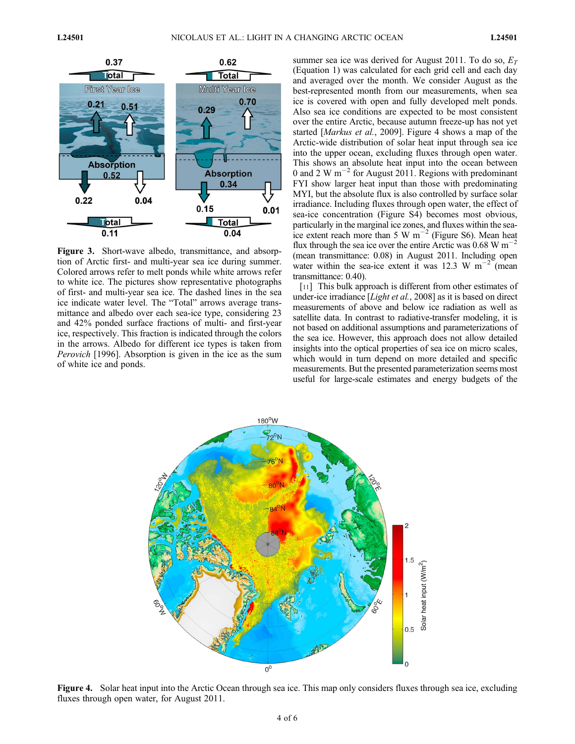**Figure 3.** Short-wave albedo, transmittance, and absorption of Arctic first- and multi-year sea ice during summer. Colored arrows refer to melt ponds while white arrows refer to white ice. The pictures show representative photographs of first- and multi-year sea ice. The dashed lines in the sea ice indicate water level. The "Total" arrows average transmittance and albedo over each sea-ice type, considering 23 and 42% ponded surface fractions of multi- and first-year ice, respectively. This fraction is indicated through the colors in the arrows. Albedo for different ice types is taken from *Perovich* [1996]. Absorption is given in the ice as the sum of white ice and ponds.

summer sea ice was derived for August 2011. To do so, $E_T$ (Equation 1) was calculated for each grid cell and each day and averaged over the month. We consider August as the best-represented month from our measurements, when sea ice is covered with open and fully developed melt ponds. Also sea ice conditions are expected to be most consistent over the entire Arctic, because autumn freeze-up has not yet started [*Markus et al.*, 2009]. Figure 4 shows a map of the Arctic-wide distribution of solar heat input through sea ice into the upper ocean, excluding fluxes through open water. This shows an absolute heat input into the ocean between 0 and 2 W m$^{-2}$ for August 2011. Regions with predominant FYI show larger heat input than those with predominating MYI, but the absolute flux is also controlled by surface solar irradiance. Including fluxes through open water, the effect of sea-ice concentration (Figure S4) becomes most obvious, particularly in the marginal ice zones, and fluxes within the sea-ice extent reach more than 5 W m$^{-2}$ (Figure S6). Mean heat flux through the sea ice over the entire Arctic was 0.68 W m$^{-2}$ (mean transmittance: 0.08) in August 2011. Including open water within the sea-ice extent it was 12.3 W m$^{-2}$ (mean transmittance: 0.40).

[11] This bulk approach is different from other estimates of under-ice irradiance [*Light et al.*, 2008] as it is based on direct measurements of above and below ice radiation as well as satellite data. In contrast to radiative-transfer modeling, it is not based on additional assumptions and parameterizations of the sea ice. However, this approach does not allow detailed insights into the optical properties of sea ice on micro scales, which would in turn depend on more detailed and specific measurements. But the presented parameterization seems most useful for large-scale estimates and energy budgets of the

**Figure 4.** Solar heat input into the Arctic Ocean through sea ice. This map only considers fluxes through sea ice, excluding fluxes through open water, for August 2011.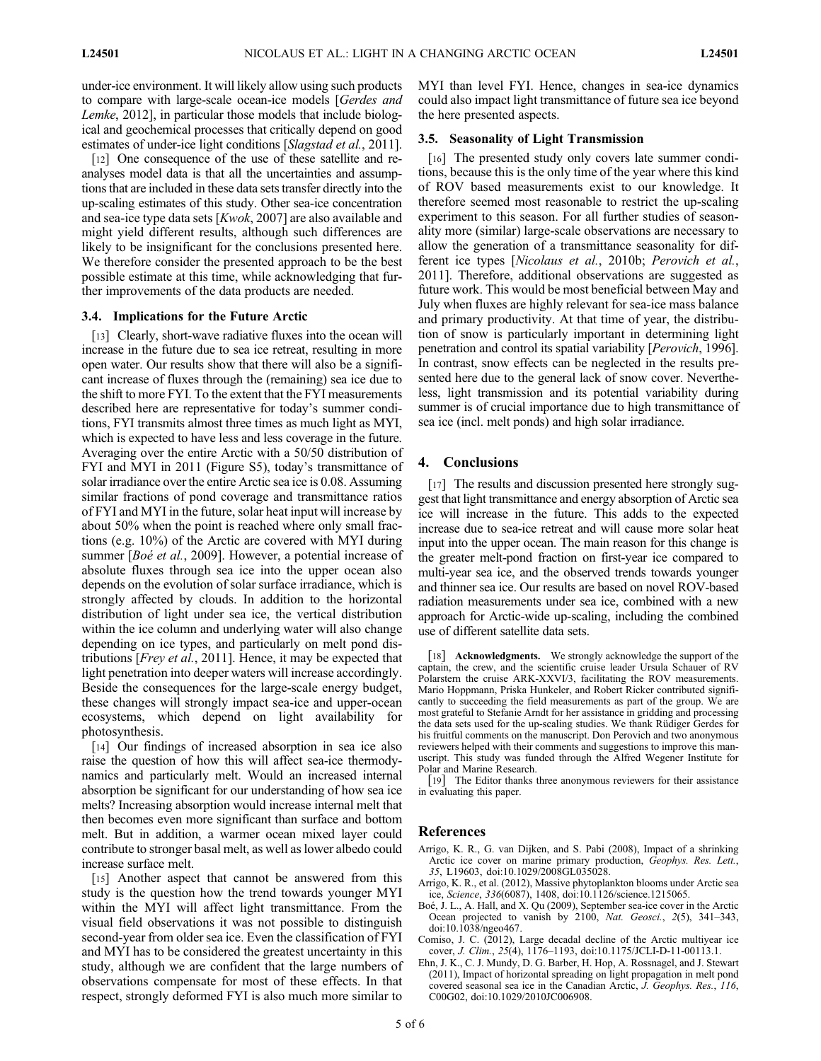under-ice environment. It will likely allow using such products to compare with large-scale ocean-ice models [*Gerdes and Lemke*, 2012], in particular those models that include biological and geochemical processes that critically depend on good estimates of under-ice light conditions [*Slagstad et al.*, 2011].

[12] One consequence of the use of these satellite and reanalyses model data is that all the uncertainties and assumptions that are included in these data sets transfer directly into the up-scaling estimates of this study. Other sea-ice concentration and sea-ice type data sets [*Kwok*, 2007] are also available and might yield different results, although such differences are likely to be insignificant for the conclusions presented here. We therefore consider the presented approach to be the best possible estimate at this time, while acknowledging that further improvements of the data products are needed.

### 3.4. Implications for the Future Arctic

[13] Clearly, short-wave radiative fluxes into the ocean will increase in the future due to sea ice retreat, resulting in more open water. Our results show that there will also be a significant increase of fluxes through the (remaining) sea ice due to the shift to more FYI. To the extent that the FYI measurements described here are representative for today's summer conditions, FYI transmits almost three times as much light as MYI, which is expected to have less and less coverage in the future. Averaging over the entire Arctic with a 50/50 distribution of FYI and MYI in 2011 (Figure S5), today's transmittance of solar irradiance over the entire Arctic sea ice is 0.08. Assuming similar fractions of pond coverage and transmittance ratios of FYI and MYI in the future, solar heat input will increase by about 50% when the point is reached where only small fractions (e.g. 10%) of the Arctic are covered with MYI during summer [*Boé et al.*, 2009]. However, a potential increase of absolute fluxes through sea ice into the upper ocean also depends on the evolution of solar surface irradiance, which is strongly affected by clouds. In addition to the horizontal distribution of light under sea ice, the vertical distribution within the ice column and underlying water will also change depending on ice types, and particularly on melt pond distributions [*Frey et al.*, 2011]. Hence, it may be expected that light penetration into deeper waters will increase accordingly. Beside the consequences for the large-scale energy budget, these changes will strongly impact sea-ice and upper-ocean ecosystems, which depend on light availability for photosynthesis.

[14] Our findings of increased absorption in sea ice also raise the question of how this will affect sea-ice thermodynamics and particularly melt. Would an increased internal absorption be significant for our understanding of how sea ice melts? Increasing absorption would increase internal melt that then becomes even more significant than surface and bottom melt. But in addition, a warmer ocean mixed layer could contribute to stronger basal melt, as well as lower albedo could increase surface melt.

[15] Another aspect that cannot be answered from this study is the question how the trend towards younger MYI within the MYI will affect light transmittance. From the visual field observations it was not possible to distinguish second-year from older sea ice. Even the classification of FYI and MYI has to be considered the greatest uncertainty in this study, although we are confident that the large numbers of observations compensate for most of these effects. In that respect, strongly deformed FYI is also much more similar to MYI than level FYI. Hence, changes in sea-ice dynamics could also impact light transmittance of future sea ice beyond the here presented aspects.

### 3.5. Seasonality of Light Transmission

[16] The presented study only covers late summer conditions, because this is the only time of the year where this kind of ROV based measurements exist to our knowledge. It therefore seemed most reasonable to restrict the up-scaling experiment to this season. For all further studies of seasonality more (similar) large-scale observations are necessary to allow the generation of a transmittance seasonality for different ice types [*Nicolaus et al.*, 2010b; *Perovich et al.*, 2011]. Therefore, additional observations are suggested as future work. This would be most beneficial between May and July when fluxes are highly relevant for sea-ice mass balance and primary productivity. At that time of year, the distribution of snow is particularly important in determining light penetration and control its spatial variability [*Perovich*, 1996]. In contrast, snow effects can be neglected in the results presented here due to the general lack of snow cover. Nevertheless, light transmission and its potential variability during summer is of crucial importance due to high transmittance of sea ice (incl. melt ponds) and high solar irradiance.

## 4. Conclusions

[17] The results and discussion presented here strongly suggest that light transmittance and energy absorption of Arctic sea ice will increase in the future. This adds to the expected increase due to sea-ice retreat and will cause more solar heat input into the upper ocean. The main reason for this change is the greater melt-pond fraction on first-year ice compared to multi-year sea ice, and the observed trends towards younger and thinner sea ice. Our results are based on novel ROV-based radiation measurements under sea ice, combined with a new approach for Arctic-wide up-scaling, including the combined use of different satellite data sets.

[18] **Acknowledgments.** We strongly acknowledge the support of the captain, the crew, and the scientific cruise leader Ursula Schauer of RV Polarstern the cruise ARK-XXVI/3, facilitating the ROV measurements. Mario Hoppmann, Priska Hunkeler, and Robert Ricker contributed significantly to succeeding the field measurements as part of the group. We are most grateful to Stefanie Arndt for her assistance in gridding and processing the data sets used for the up-scaling studies. We thank Rüdiger Gerdes for his fruitful comments on the manuscript. Don Perovich and two anonymous reviewers helped with their comments and suggestions to improve this manuscript. This study was funded through the Alfred Wegener Institute for Polar and Marine Research.

[19] The Editor thanks three anonymous reviewers for their assistance in evaluating this paper.

## References

Arrigo, K. R., G. van Dijken, and S. Pabi (2008), Impact of a shrinking Arctic ice cover on marine primary production, *Geophys. Res. Lett.*, *35*, L19603, doi:10.1029/2008GL035028.

Arrigo, K. R., et al. (2012), Massive phytoplankton blooms under Arctic sea ice, *Science*, *336*(6087), 1408, doi:10.1126/science.1215065.

Boé, J. L., A. Hall, and X. Qu (2009), September sea-ice cover in the Arctic Ocean projected to vanish by 2100, *Nat. Geosci.*, *2*(5), 341–343, doi:10.1038/ngeo467.

Comiso, J. C. (2012), Large decadal decline of the Arctic multiyear ice cover, *J. Clim.*, *25*(4), 1176–1193, doi:10.1175/JCLI-D-11-00113.1.

Ehn, J. K., C. J. Mundy, D. G. Barber, H. Hop, A. Rossnagel, and J. Stewart (2011), Impact of horizontal spreading on light propagation in melt pond covered seasonal sea ice in the Canadian Arctic, *J. Geophys. Res.*, *116*, C00G02, doi:10.1029/2010JC006908.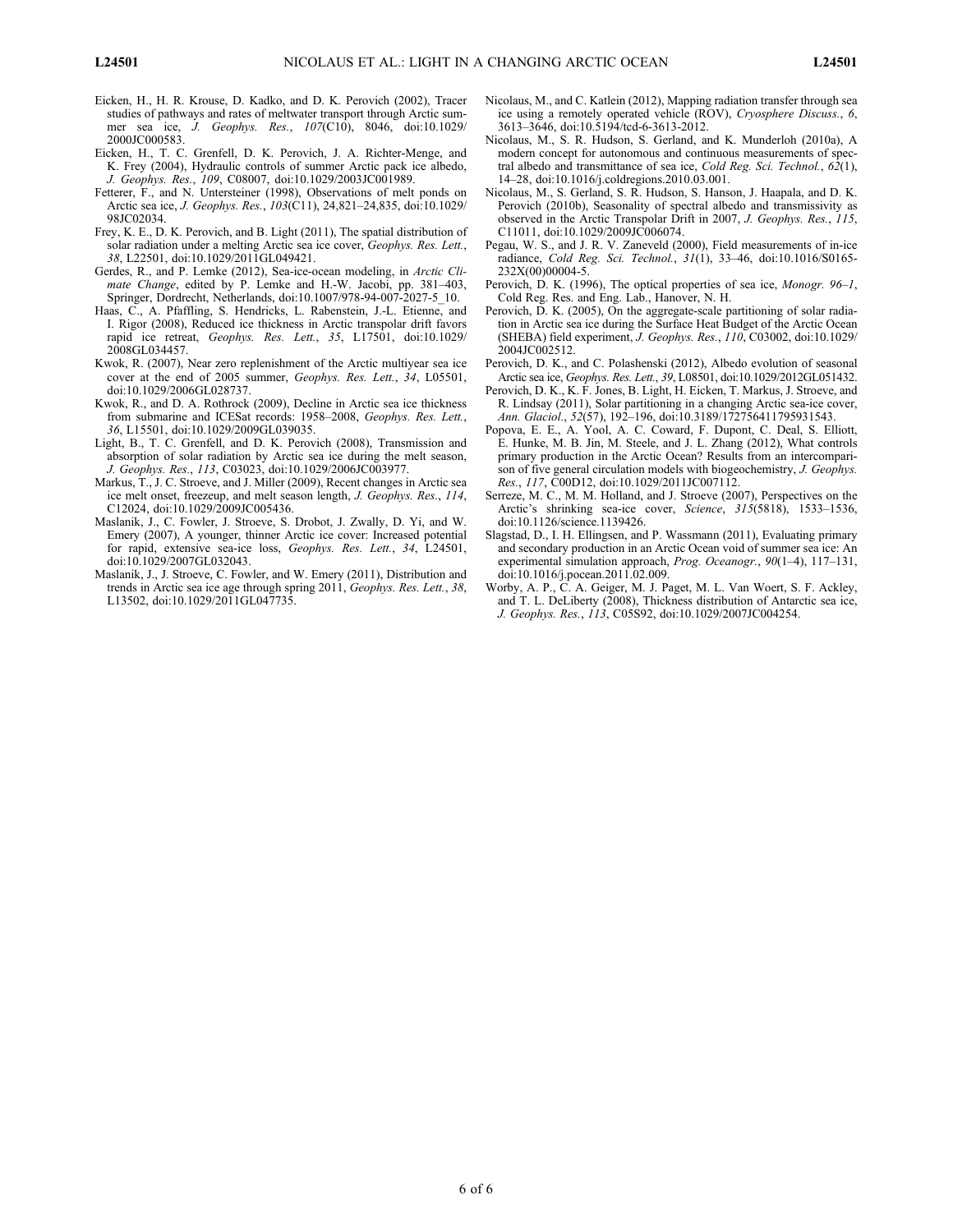Eicken, H., H. R. Krouse, D. Kadko, and D. K. Perovich (2002), Tracer studies of pathways and rates of meltwater transport through Arctic summer sea ice, *J. Geophys. Res.*, *107*(C10), 8046, doi:10.1029/2000JC000583.

Eicken, H., T. C. Grenfell, D. K. Perovich, J. A. Richter-Menge, and K. Frey (2004), Hydraulic controls of summer Arctic pack ice albedo, *J. Geophys. Res.*, *109*, C08007, doi:10.1029/2003JC001989.

Fetterer, F., and N. Untersteiner (1998), Observations of melt ponds on Arctic sea ice, *J. Geophys. Res.*, *103*(C11), 24,821–24,835, doi:10.1029/98JC02034.

Frey, K. E., D. K. Perovich, and B. Light (2011), The spatial distribution of solar radiation under a melting Arctic sea ice cover, *Geophys. Res. Lett.*, *38*, L22501, doi:10.1029/2011GL049421.

Gerdes, R., and P. Lemke (2012), Sea-ice-ocean modeling, in *Arctic Climate Change*, edited by P. Lemke and H.-W. Jacobi, pp. 381–403, Springer, Dordrecht, Netherlands, doi:10.1007/978-94-007-2027-5_10.

Haas, C., A. Pfaffling, S. Hendricks, L. Rabenstein, J.-L. Etienne, and I. Rigor (2008), Reduced ice thickness in Arctic transpolar drift favors rapid ice retreat, *Geophys. Res. Lett.*, *35*, L17501, doi:10.1029/2008GL034457.

Kwok, R. (2007), Near zero replenishment of the Arctic multiyear sea ice cover at the end of 2005 summer, *Geophys. Res. Lett.*, *34*, L05501, doi:10.1029/2006GL028737.

Kwok, R., and D. A. Rothrock (2009), Decline in Arctic sea ice thickness from submarine and ICESat records: 1958–2008, *Geophys. Res. Lett.*, *36*, L15501, doi:10.1029/2009GL039035.

Light, B., T. C. Grenfell, and D. K. Perovich (2008), Transmission and absorption of solar radiation by Arctic sea ice during the melt season, *J. Geophys. Res.*, *113*, C03023, doi:10.1029/2006JC003977.

Markus, T., J. C. Stroeve, and J. Miller (2009), Recent changes in Arctic sea ice melt onset, freezeup, and melt season length, *J. Geophys. Res.*, *114*, C12024, doi:10.1029/2009JC005436.

Maslanik, J., C. Fowler, J. Stroeve, S. Drobot, J. Zwally, D. Yi, and W. Emery (2007), A younger, thinner Arctic ice cover: Increased potential for rapid, extensive sea-ice loss, *Geophys. Res. Lett.*, *34*, L24501, doi:10.1029/2007GL032043.

Maslanik, J., J. Stroeve, C. Fowler, and W. Emery (2011), Distribution and trends in Arctic sea ice age through spring 2011, *Geophys. Res. Lett.*, *38*, L13502, doi:10.1029/2011GL047735.

Nicolaus, M., and C. Katlein (2012), Mapping radiation transfer through sea ice using a remotely operated vehicle (ROV), *Cryosphere Discuss.*, *6*, 3613–3646, doi:10.5194/tcd-6-3613-2012.

Nicolaus, M., S. R. Hudson, S. Gerland, and K. Munderloh (2010a), A modern concept for autonomous and continuous measurements of spectral albedo and transmittance of sea ice, *Cold Reg. Sci. Technol.*, *62*(1), 14–28, doi:10.1016/j.coldregions.2010.03.001.

Nicolaus, M., S. Gerland, S. R. Hudson, S. Hanson, J. Haapala, and D. K. Perovich (2010b), Seasonality of spectral albedo and transmissivity as observed in the Arctic Transpolar Drift in 2007, *J. Geophys. Res.*, *115*, C11011, doi:10.1029/2009JC006074.

Pegau, W. S., and J. R. V. Zaneveld (2000), Field measurements of in-ice radiance, *Cold Reg. Sci. Technol.*, *31*(1), 33–46, doi:10.1016/S0165-232X(00)00004-5.

Perovich, D. K. (1996), The optical properties of sea ice, *Monogr. 96–1*, Cold Reg. Res. and Eng. Lab., Hanover, N. H.

Perovich, D. K. (2005), On the aggregate-scale partitioning of solar radiation in Arctic sea ice during the Surface Heat Budget of the Arctic Ocean (SHEBA) field experiment, *J. Geophys. Res.*, *110*, C03002, doi:10.1029/2004JC002512.

Perovich, D. K., and C. Polashenski (2012), Albedo evolution of seasonal Arctic sea ice, *Geophys. Res. Lett.*, *39*, L08501, doi:10.1029/2012GL051432.

Perovich, D. K., K. F. Jones, B. Light, H. Eicken, T. Markus, J. Stroeve, and R. Lindsay (2011), Solar partitioning in a changing Arctic sea-ice cover, *Ann. Glaciol.*, *52*(57), 192–196, doi:10.3189/172756411795931543.

Popova, E. E., A. Yool, A. C. Coward, F. Dupont, C. Deal, S. Elliott, E. Hunke, M. B. Jin, M. Steele, and J. L. Zhang (2012), What controls primary production in the Arctic Ocean? Results from an intercomparison of five general circulation models with biogeochemistry, *J. Geophys. Res.*, *117*, C00D12, doi:10.1029/2011JC007112.

Serreze, M. C., M. M. Holland, and J. Stroeve (2007), Perspectives on the Arctic's shrinking sea-ice cover, *Science*, *315*(5818), 1533–1536, doi:10.1126/science.1139426.

Slagstad, D., I. H. Ellingsen, and P. Wassmann (2011), Evaluating primary and secondary production in an Arctic Ocean void of summer sea ice: An experimental simulation approach, *Prog. Oceanogr.*, *90*(1–4), 117–131, doi:10.1016/j.pocean.2011.02.009.

Worby, A. P., C. A. Geiger, M. J. Paget, M. L. Van Woert, S. F. Ackley, and T. L. DeLiberty (2008), Thickness distribution of Antarctic sea ice, *J. Geophys. Res.*, *113*, C05S92, doi:10.1029/2007JC004254.